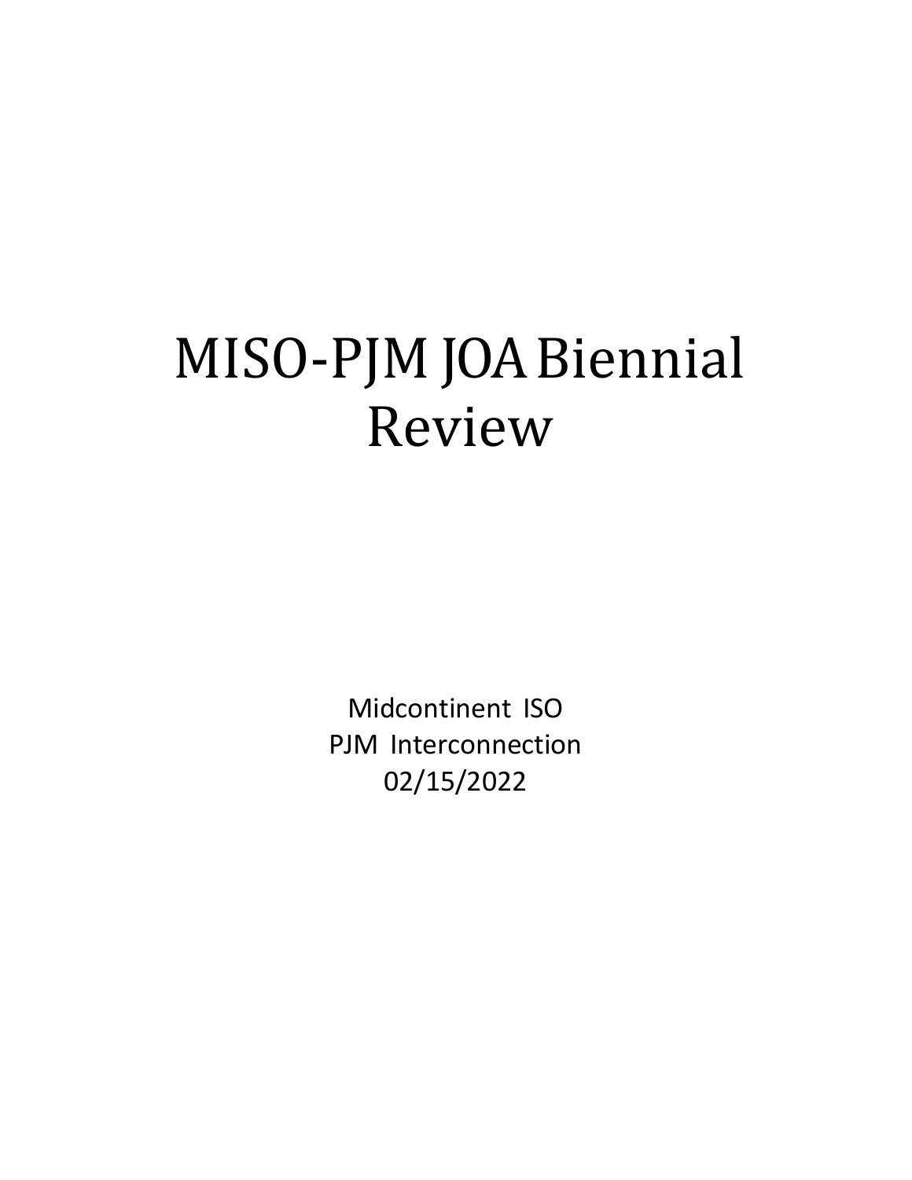# MISO-PJM JOA Biennial Review

Midcontinent ISO
PJM Interconnection
02/15/2022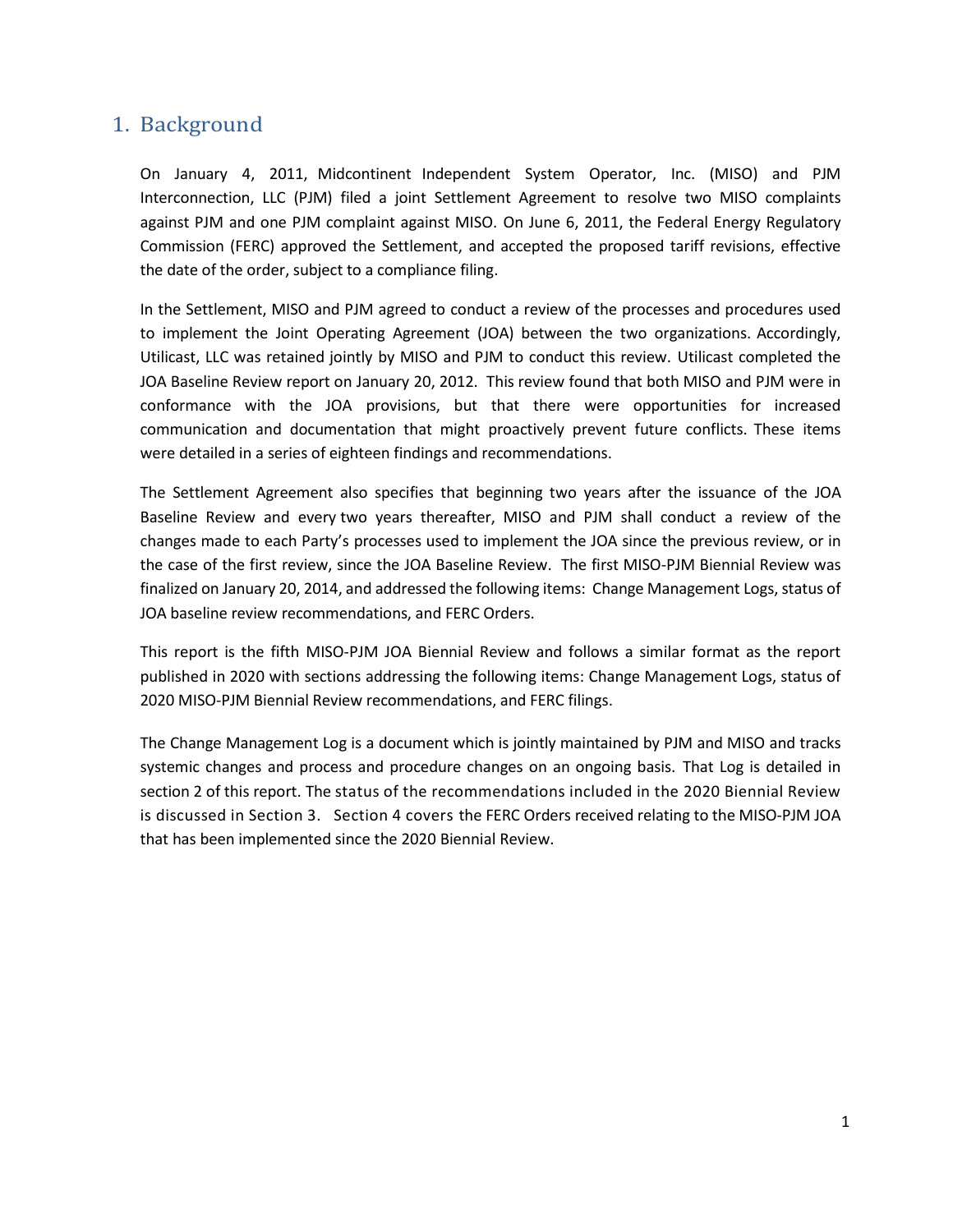## 1. Background

On January 4, 2011, Midcontinent Independent System Operator, Inc. (MISO) and PJM Interconnection, LLC (PJM) filed a joint Settlement Agreement to resolve two MISO complaints against PJM and one PJM complaint against MISO. On June 6, 2011, the Federal Energy Regulatory Commission (FERC) approved the Settlement, and accepted the proposed tariff revisions, effective the date of the order, subject to a compliance filing.

In the Settlement, MISO and PJM agreed to conduct a review of the processes and procedures used to implement the Joint Operating Agreement (JOA) between the two organizations. Accordingly, Utilicast, LLC was retained jointly by MISO and PJM to conduct this review. Utilicast completed the JOA Baseline Review report on January 20, 2012. This review found that both MISO and PJM were in conformance with the JOA provisions, but that there were opportunities for increased communication and documentation that might proactively prevent future conflicts. These items were detailed in a series of eighteen findings and recommendations.

The Settlement Agreement also specifies that beginning two years after the issuance of the JOA Baseline Review and every two years thereafter, MISO and PJM shall conduct a review of the changes made to each Party's processes used to implement the JOA since the previous review, or in the case of the first review, since the JOA Baseline Review. The first MISO-PJM Biennial Review was finalized on January 20, 2014, and addressed the following items: Change Management Logs, status of JOA baseline review recommendations, and FERC Orders.

This report is the fifth MISO-PJM JOA Biennial Review and follows a similar format as the report published in 2020 with sections addressing the following items: Change Management Logs, status of 2020 MISO-PJM Biennial Review recommendations, and FERC filings.

The Change Management Log is a document which is jointly maintained by PJM and MISO and tracks systemic changes and process and procedure changes on an ongoing basis. That Log is detailed in section 2 of this report. The status of the recommendations included in the 2020 Biennial Review is discussed in Section 3. Section 4 covers the FERC Orders received relating to the MISO-PJM JOA that has been implemented since the 2020 Biennial Review.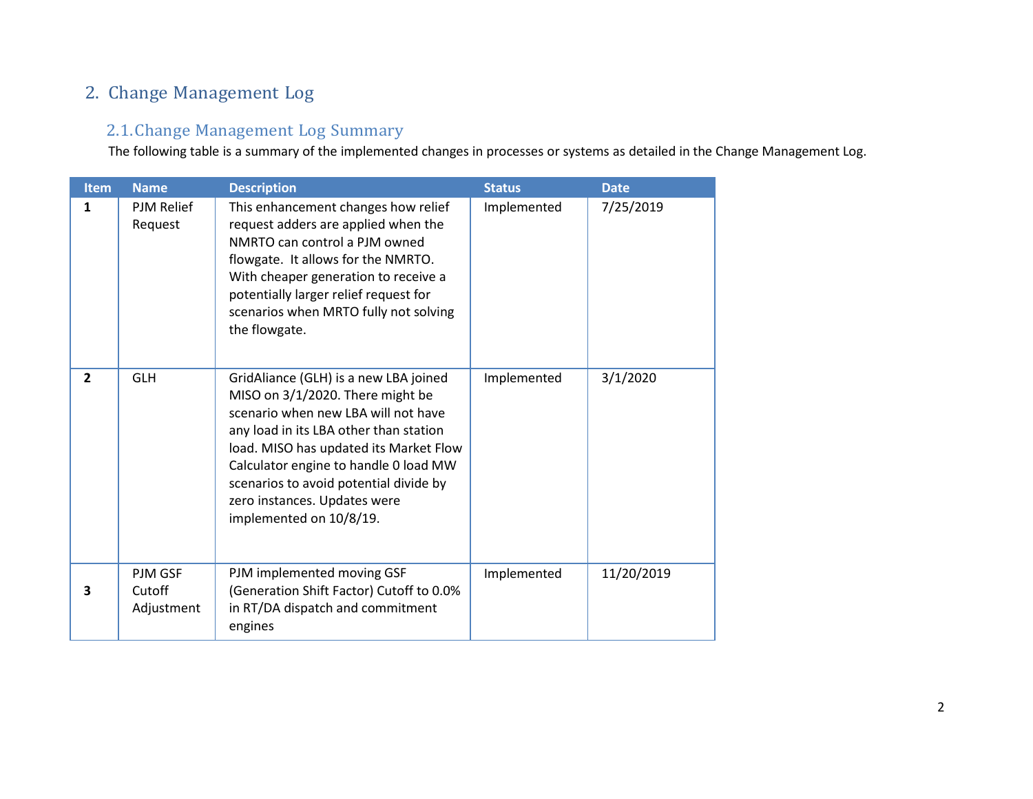## 2. Change Management Log

### 2.1. Change Management Log Summary

The following table is a summary of the implemented changes in processes or systems as detailed in the Change Management Log.

| Item | Name | Description | Status | Date |
|---|---|---|---|---|
| **1** | PJM Relief Request | This enhancement changes how relief request adders are applied when the NMRTO can control a PJM owned flowgate. It allows for the NMRTO. With cheaper generation to receive a potentially larger relief request for scenarios when MRTO fully not solving the flowgate. | Implemented | 7/25/2019 |
| **2** | GLH | GridAliance (GLH) is a new LBA joined MISO on 3/1/2020. There might be scenario when new LBA will not have any load in its LBA other than station load. MISO has updated its Market Flow Calculator engine to handle 0 load MW scenarios to avoid potential divide by zero instances. Updates were implemented on 10/8/19. | Implemented | 3/1/2020 |
| **3** | PJM GSF Cutoff Adjustment | PJM implemented moving GSF (Generation Shift Factor) Cutoff to 0.0% in RT/DA dispatch and commitment engines | Implemented | 11/20/2019 |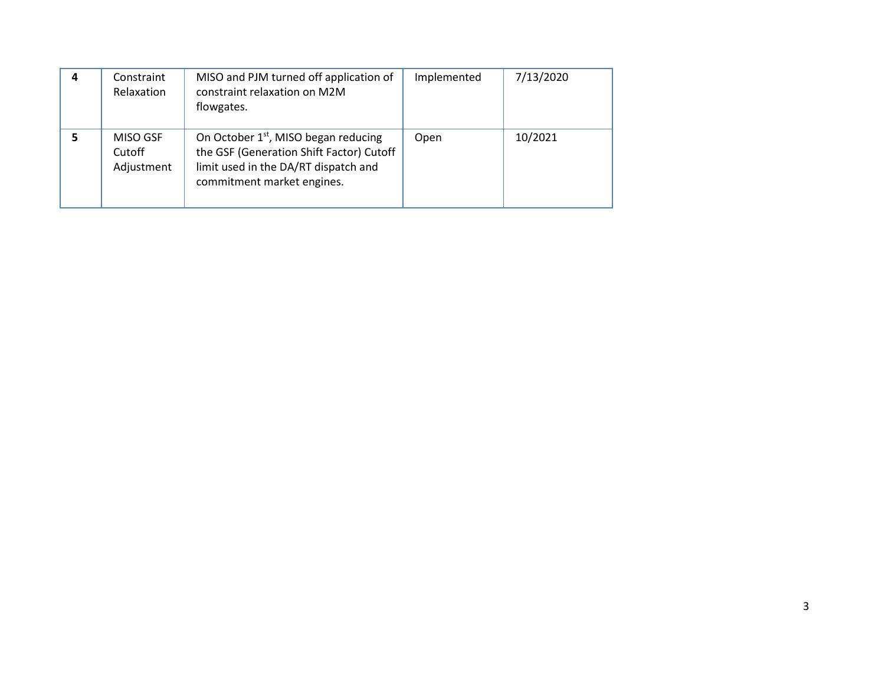| | | | | |
|---|---|---|---|---|
| **4** | Constraint Relaxation | MISO and PJM turned off application of constraint relaxation on M2M flowgates. | Implemented | 7/13/2020 |
| **5** | MISO GSF Cutoff Adjustment | On October 1st, MISO began reducing the GSF (Generation Shift Factor) Cutoff limit used in the DA/RT dispatch and commitment market engines. | Open | 10/2021 |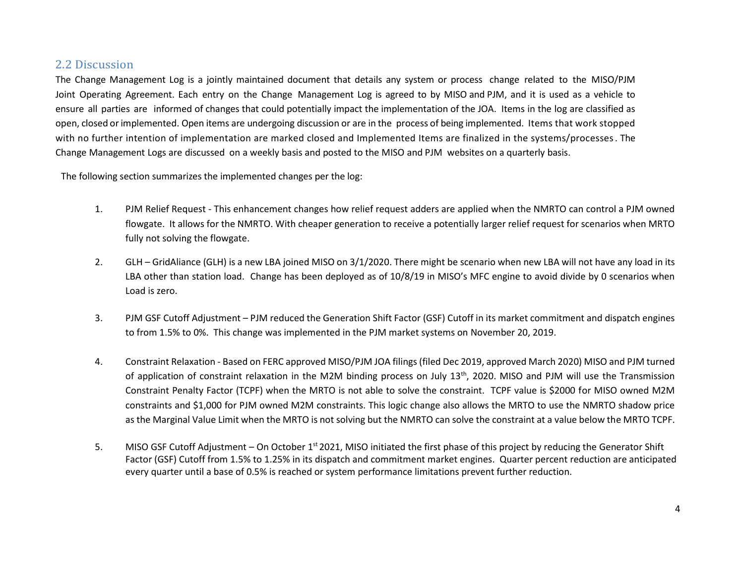## 2.2 Discussion

The Change Management Log is a jointly maintained document that details any system or process change related to the MISO/PJM Joint Operating Agreement. Each entry on the Change Management Log is agreed to by MISO and PJM, and it is used as a vehicle to ensure all parties are informed of changes that could potentially impact the implementation of the JOA. Items in the log are classified as open, closed or implemented. Open items are undergoing discussion or are in the process of being implemented. Items that work stopped with no further intention of implementation are marked closed and Implemented Items are finalized in the systems/processes. The Change Management Logs are discussed on a weekly basis and posted to the MISO and PJM websites on a quarterly basis.

The following section summarizes the implemented changes per the log:

1. PJM Relief Request - This enhancement changes how relief request adders are applied when the NMRTO can control a PJM owned flowgate. It allows for the NMRTO. With cheaper generation to receive a potentially larger relief request for scenarios when MRTO fully not solving the flowgate.

2. GLH – GridAliance (GLH) is a new LBA joined MISO on 3/1/2020. There might be scenario when new LBA will not have any load in its LBA other than station load. Change has been deployed as of 10/8/19 in MISO's MFC engine to avoid divide by 0 scenarios when Load is zero.

3. PJM GSF Cutoff Adjustment – PJM reduced the Generation Shift Factor (GSF) Cutoff in its market commitment and dispatch engines to from 1.5% to 0%. This change was implemented in the PJM market systems on November 20, 2019.

4. Constraint Relaxation - Based on FERC approved MISO/PJM JOA filings (filed Dec 2019, approved March 2020) MISO and PJM turned of application of constraint relaxation in the M2M binding process on July 13th, 2020. MISO and PJM will use the Transmission Constraint Penalty Factor (TCPF) when the MRTO is not able to solve the constraint. TCPF value is $2000 for MISO owned M2M constraints and $1,000 for PJM owned M2M constraints. This logic change also allows the MRTO to use the NMRTO shadow price as the Marginal Value Limit when the MRTO is not solving but the NMRTO can solve the constraint at a value below the MRTO TCPF.

5. MISO GSF Cutoff Adjustment – On October 1st 2021, MISO initiated the first phase of this project by reducing the Generator Shift Factor (GSF) Cutoff from 1.5% to 1.25% in its dispatch and commitment market engines. Quarter percent reduction are anticipated every quarter until a base of 0.5% is reached or system performance limitations prevent further reduction.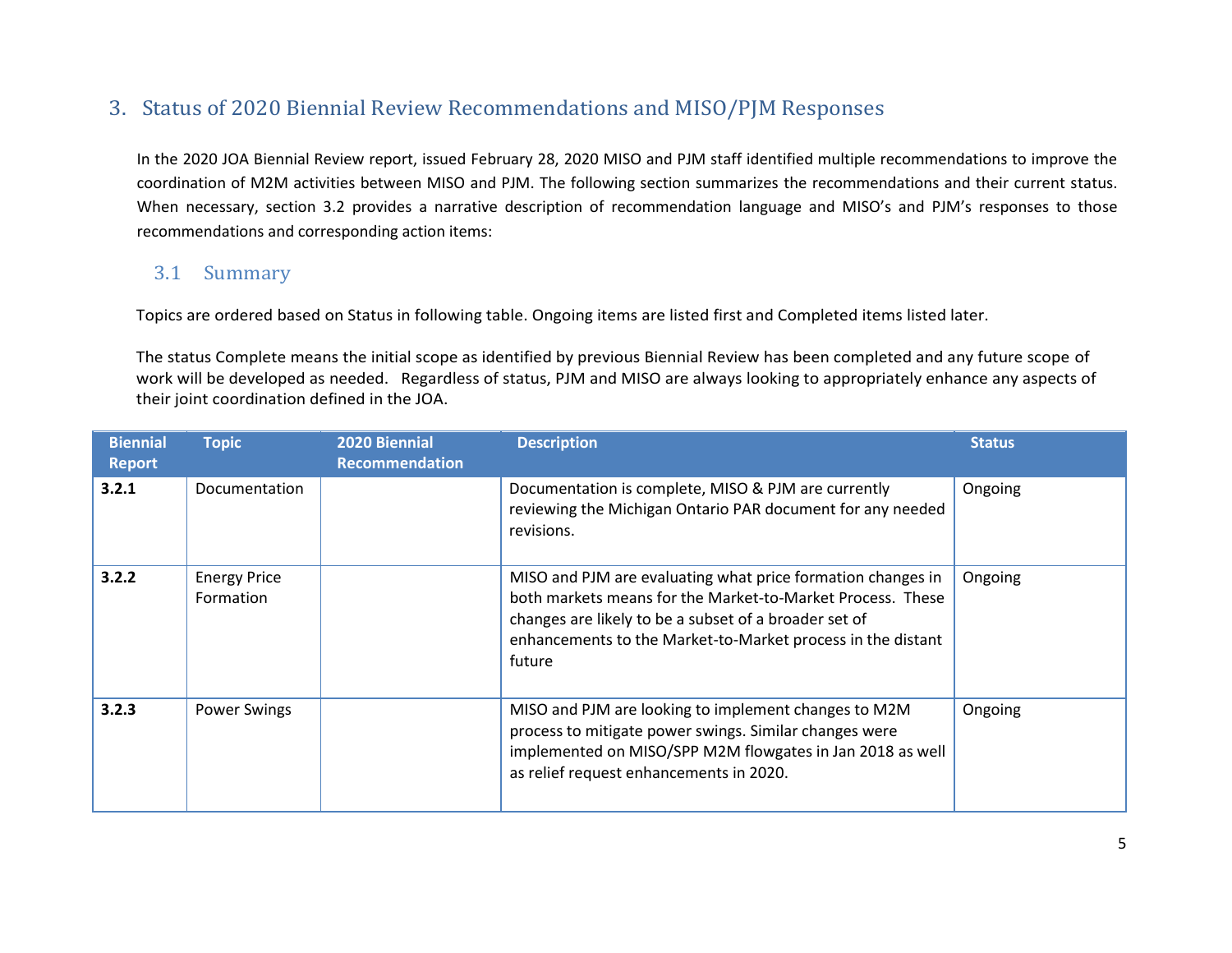## 3. Status of 2020 Biennial Review Recommendations and MISO/PJM Responses

In the 2020 JOA Biennial Review report, issued February 28, 2020 MISO and PJM staff identified multiple recommendations to improve the coordination of M2M activities between MISO and PJM. The following section summarizes the recommendations and their current status. When necessary, section 3.2 provides a narrative description of recommendation language and MISO's and PJM's responses to those recommendations and corresponding action items:

### 3.1 Summary

Topics are ordered based on Status in following table. Ongoing items are listed first and Completed items listed later.

The status Complete means the initial scope as identified by previous Biennial Review has been completed and any future scope of work will be developed as needed. Regardless of status, PJM and MISO are always looking to appropriately enhance any aspects of their joint coordination defined in the JOA.

| Biennial Report | Topic | 2020 Biennial Recommendation | Description | Status |
|---|---|---|---|---|
| **3.2.1** | Documentation | | Documentation is complete, MISO & PJM are currently reviewing the Michigan Ontario PAR document for any needed revisions. | Ongoing |
| **3.2.2** | Energy Price Formation | | MISO and PJM are evaluating what price formation changes in both markets means for the Market-to-Market Process. These changes are likely to be a subset of a broader set of enhancements to the Market-to-Market process in the distant future | Ongoing |
| **3.2.3** | Power Swings | | MISO and PJM are looking to implement changes to M2M process to mitigate power swings. Similar changes were implemented on MISO/SPP M2M flowgates in Jan 2018 as well as relief request enhancements in 2020. | Ongoing |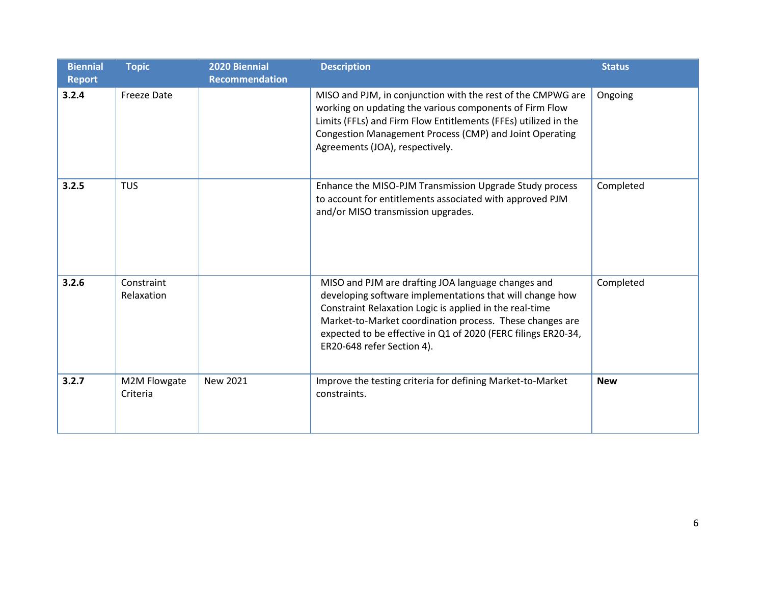| Biennial Report | Topic | 2020 Biennial Recommendation | Description | Status |
|---|---|---|---|---|
| **3.2.4** | Freeze Date | | MISO and PJM, in conjunction with the rest of the CMPWG are working on updating the various components of Firm Flow Limits (FFLs) and Firm Flow Entitlements (FFEs) utilized in the Congestion Management Process (CMP) and Joint Operating Agreements (JOA), respectively. | Ongoing |
| **3.2.5** | TUS | | Enhance the MISO-PJM Transmission Upgrade Study process to account for entitlements associated with approved PJM and/or MISO transmission upgrades. | Completed |
| **3.2.6** | Constraint Relaxation | | MISO and PJM are drafting JOA language changes and developing software implementations that will change how Constraint Relaxation Logic is applied in the real-time Market-to-Market coordination process. These changes are expected to be effective in Q1 of 2020 (FERC filings ER20-34, ER20-648 refer Section 4). | Completed |
| **3.2.7** | M2M Flowgate Criteria | New 2021 | Improve the testing criteria for defining Market-to-Market constraints. | **New** |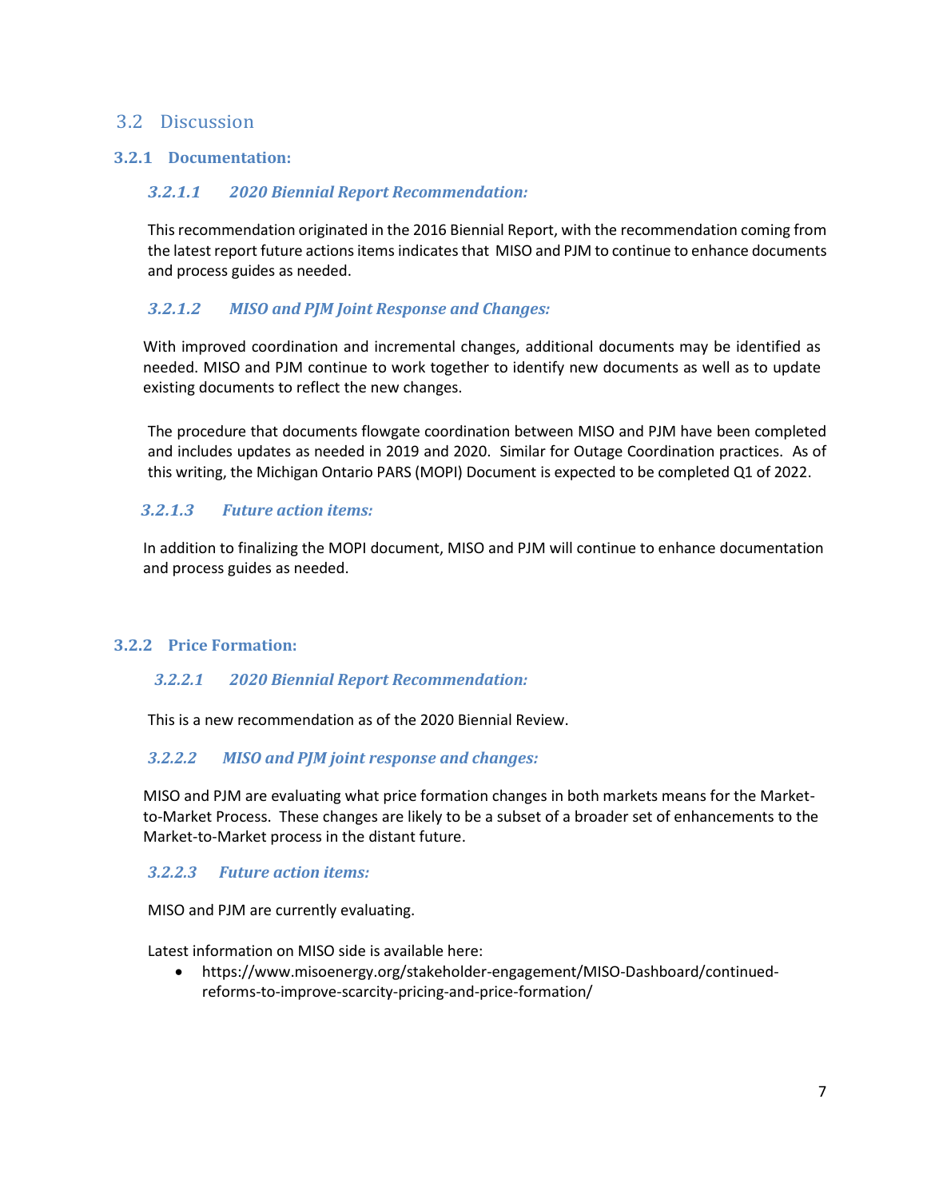## 3.2 Discussion

### 3.2.1 Documentation:

#### *3.2.1.1 2020 Biennial Report Recommendation:*

This recommendation originated in the 2016 Biennial Report, with the recommendation coming from the latest report future actions items indicates that MISO and PJM to continue to enhance documents and process guides as needed.

#### *3.2.1.2 MISO and PJM Joint Response and Changes:*

With improved coordination and incremental changes, additional documents may be identified as needed. MISO and PJM continue to work together to identify new documents as well as to update existing documents to reflect the new changes.

The procedure that documents flowgate coordination between MISO and PJM have been completed and includes updates as needed in 2019 and 2020. Similar for Outage Coordination practices. As of this writing, the Michigan Ontario PARS (MOPI) Document is expected to be completed Q1 of 2022.

#### *3.2.1.3 Future action items:*

In addition to finalizing the MOPI document, MISO and PJM will continue to enhance documentation and process guides as needed.

### 3.2.2 Price Formation:

#### *3.2.2.1 2020 Biennial Report Recommendation:*

This is a new recommendation as of the 2020 Biennial Review.

#### *3.2.2.2 MISO and PJM joint response and changes:*

MISO and PJM are evaluating what price formation changes in both markets means for the Market-to-Market Process. These changes are likely to be a subset of a broader set of enhancements to the Market-to-Market process in the distant future.

#### *3.2.2.3 Future action items:*

MISO and PJM are currently evaluating.

Latest information on MISO side is available here:

- https://www.misoenergy.org/stakeholder-engagement/MISO-Dashboard/continued-reforms-to-improve-scarcity-pricing-and-price-formation/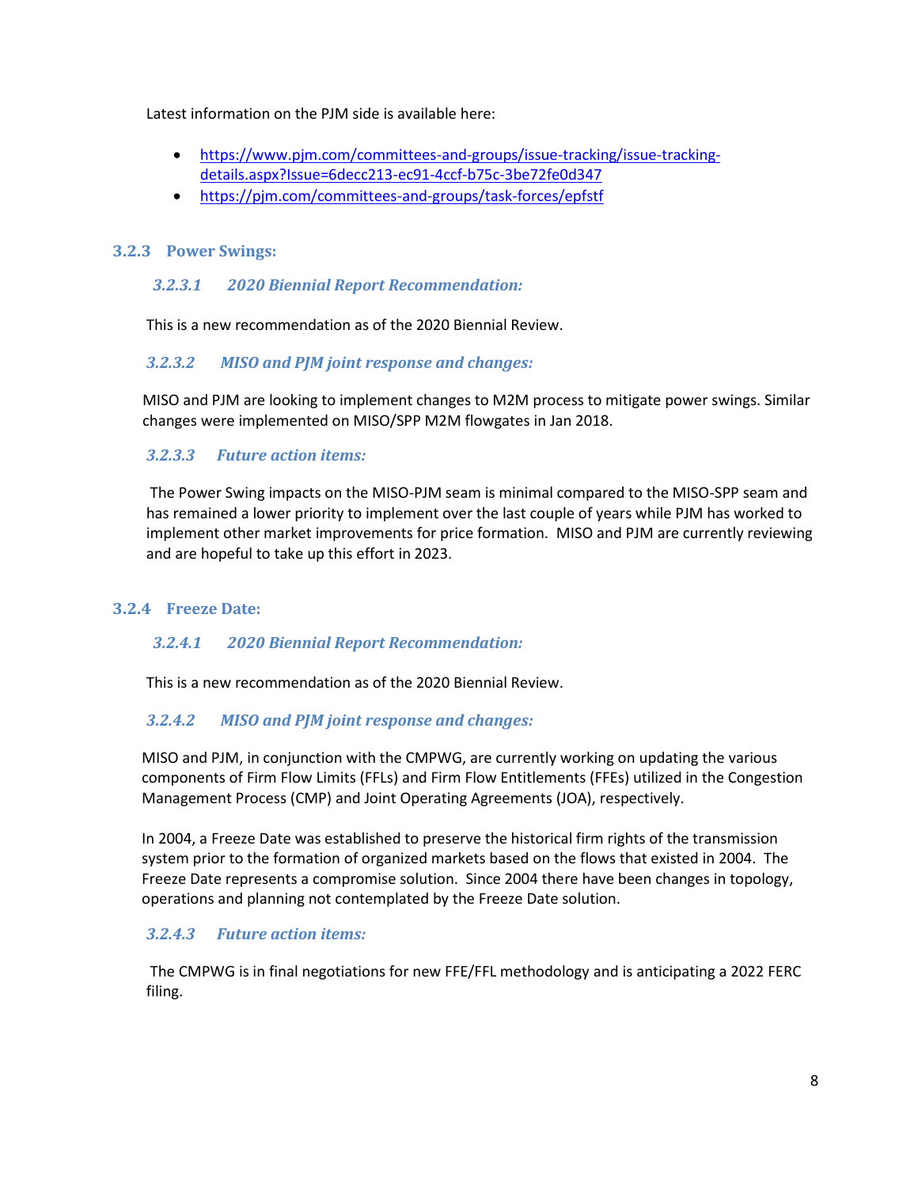Latest information on the PJM side is available here:

- https://www.pjm.com/committees-and-groups/issue-tracking/issue-tracking-details.aspx?Issue=6decc213-ec91-4ccf-b75c-3be72fe0d347
- https://pjm.com/committees-and-groups/task-forces/epfstf

### 3.2.3 Power Swings:

#### *3.2.3.1 2020 Biennial Report Recommendation:*

This is a new recommendation as of the 2020 Biennial Review.

#### *3.2.3.2 MISO and PJM joint response and changes:*

MISO and PJM are looking to implement changes to M2M process to mitigate power swings. Similar changes were implemented on MISO/SPP M2M flowgates in Jan 2018.

#### *3.2.3.3 Future action items:*

The Power Swing impacts on the MISO-PJM seam is minimal compared to the MISO-SPP seam and has remained a lower priority to implement over the last couple of years while PJM has worked to implement other market improvements for price formation. MISO and PJM are currently reviewing and are hopeful to take up this effort in 2023.

### 3.2.4 Freeze Date:

#### *3.2.4.1 2020 Biennial Report Recommendation:*

This is a new recommendation as of the 2020 Biennial Review.

#### *3.2.4.2 MISO and PJM joint response and changes:*

MISO and PJM, in conjunction with the CMPWG, are currently working on updating the various components of Firm Flow Limits (FFLs) and Firm Flow Entitlements (FFEs) utilized in the Congestion Management Process (CMP) and Joint Operating Agreements (JOA), respectively.

In 2004, a Freeze Date was established to preserve the historical firm rights of the transmission system prior to the formation of organized markets based on the flows that existed in 2004. The Freeze Date represents a compromise solution. Since 2004 there have been changes in topology, operations and planning not contemplated by the Freeze Date solution.

#### *3.2.4.3 Future action items:*

The CMPWG is in final negotiations for new FFE/FFL methodology and is anticipating a 2022 FERC filing.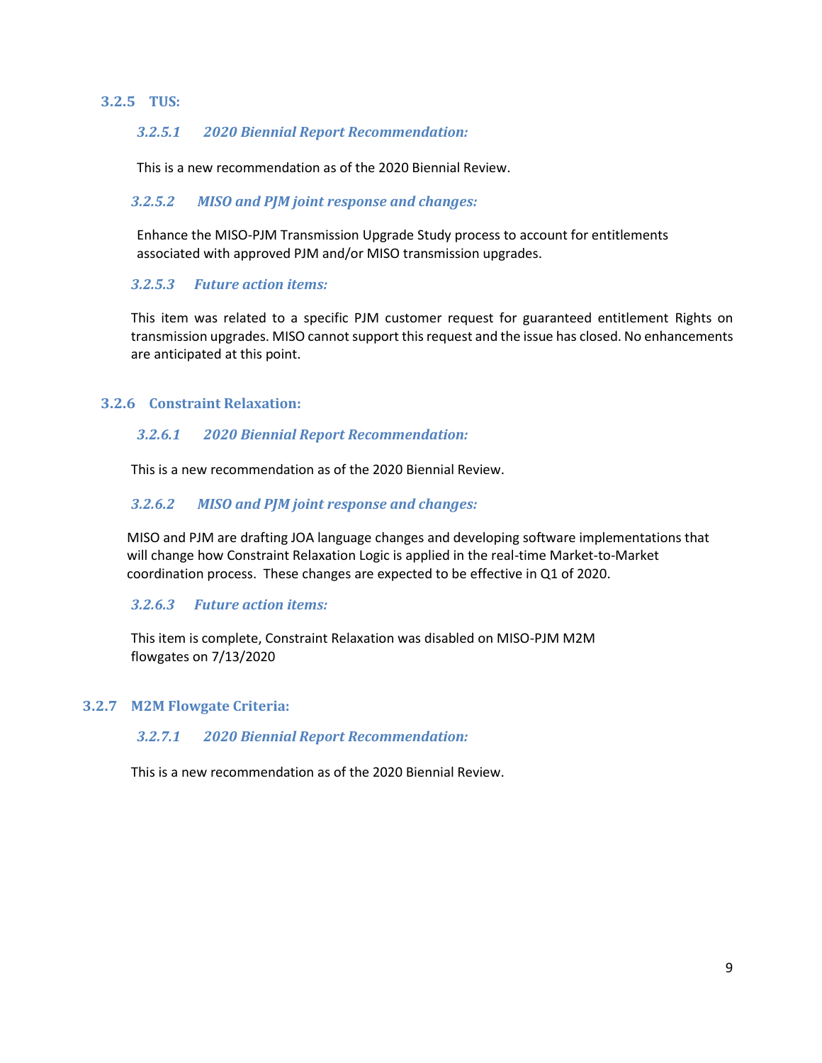### 3.2.5 TUS:

#### *3.2.5.1 2020 Biennial Report Recommendation:*

This is a new recommendation as of the 2020 Biennial Review.

#### *3.2.5.2 MISO and PJM joint response and changes:*

Enhance the MISO-PJM Transmission Upgrade Study process to account for entitlements associated with approved PJM and/or MISO transmission upgrades.

#### *3.2.5.3 Future action items:*

This item was related to a specific PJM customer request for guaranteed entitlement Rights on transmission upgrades. MISO cannot support this request and the issue has closed. No enhancements are anticipated at this point.

### 3.2.6 Constraint Relaxation:

#### *3.2.6.1 2020 Biennial Report Recommendation:*

This is a new recommendation as of the 2020 Biennial Review.

#### *3.2.6.2 MISO and PJM joint response and changes:*

MISO and PJM are drafting JOA language changes and developing software implementations that will change how Constraint Relaxation Logic is applied in the real-time Market-to-Market coordination process. These changes are expected to be effective in Q1 of 2020.

#### *3.2.6.3 Future action items:*

This item is complete, Constraint Relaxation was disabled on MISO-PJM M2M flowgates on 7/13/2020

### 3.2.7 M2M Flowgate Criteria:

#### *3.2.7.1 2020 Biennial Report Recommendation:*

This is a new recommendation as of the 2020 Biennial Review.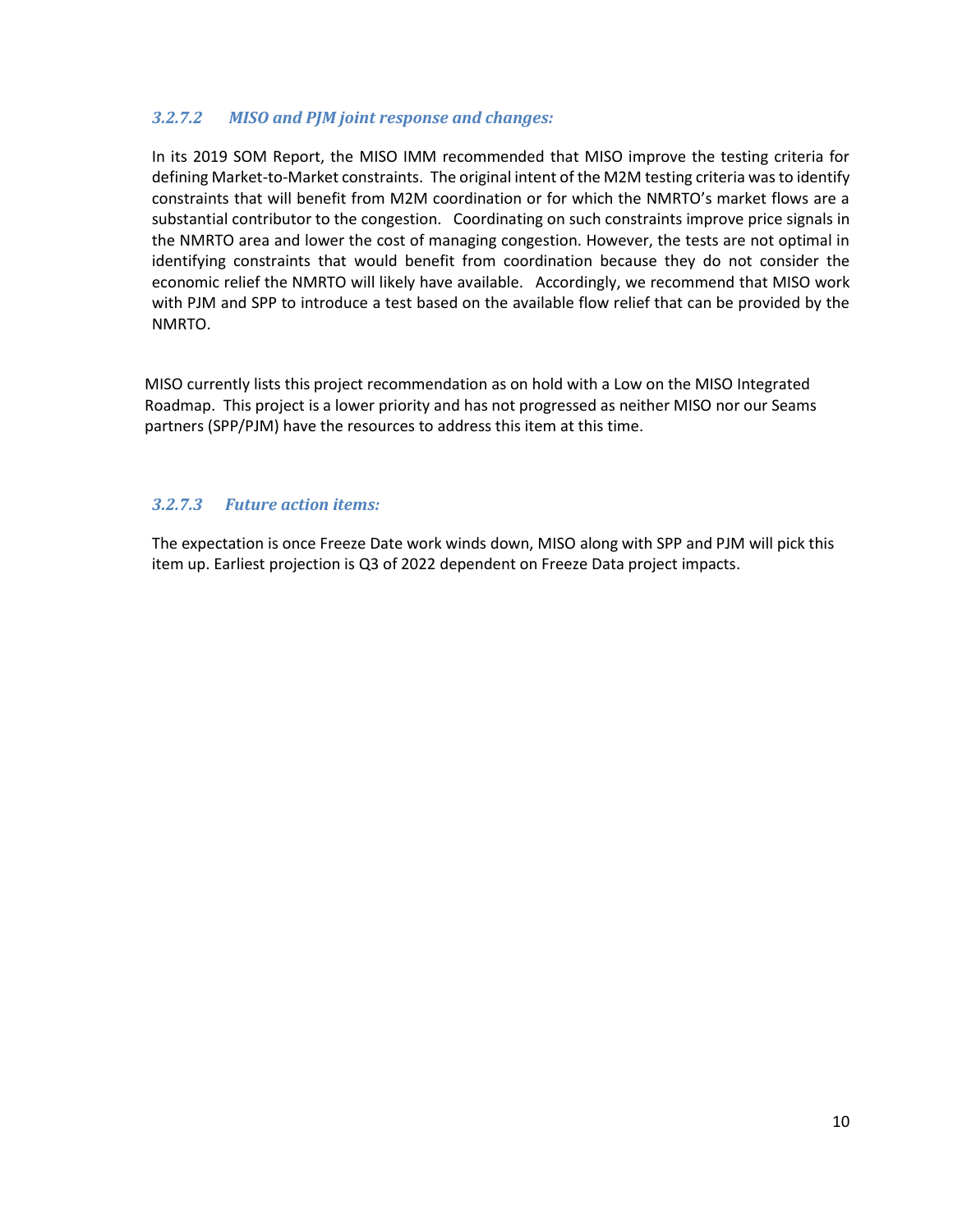#### *3.2.7.2 MISO and PJM joint response and changes:*

In its 2019 SOM Report, the MISO IMM recommended that MISO improve the testing criteria for defining Market-to-Market constraints. The original intent of the M2M testing criteria was to identify constraints that will benefit from M2M coordination or for which the NMRTO's market flows are a substantial contributor to the congestion. Coordinating on such constraints improve price signals in the NMRTO area and lower the cost of managing congestion. However, the tests are not optimal in identifying constraints that would benefit from coordination because they do not consider the economic relief the NMRTO will likely have available. Accordingly, we recommend that MISO work with PJM and SPP to introduce a test based on the available flow relief that can be provided by the NMRTO.

MISO currently lists this project recommendation as on hold with a Low on the MISO Integrated Roadmap. This project is a lower priority and has not progressed as neither MISO nor our Seams partners (SPP/PJM) have the resources to address this item at this time.

#### *3.2.7.3 Future action items:*

The expectation is once Freeze Date work winds down, MISO along with SPP and PJM will pick this item up. Earliest projection is Q3 of 2022 dependent on Freeze Data project impacts.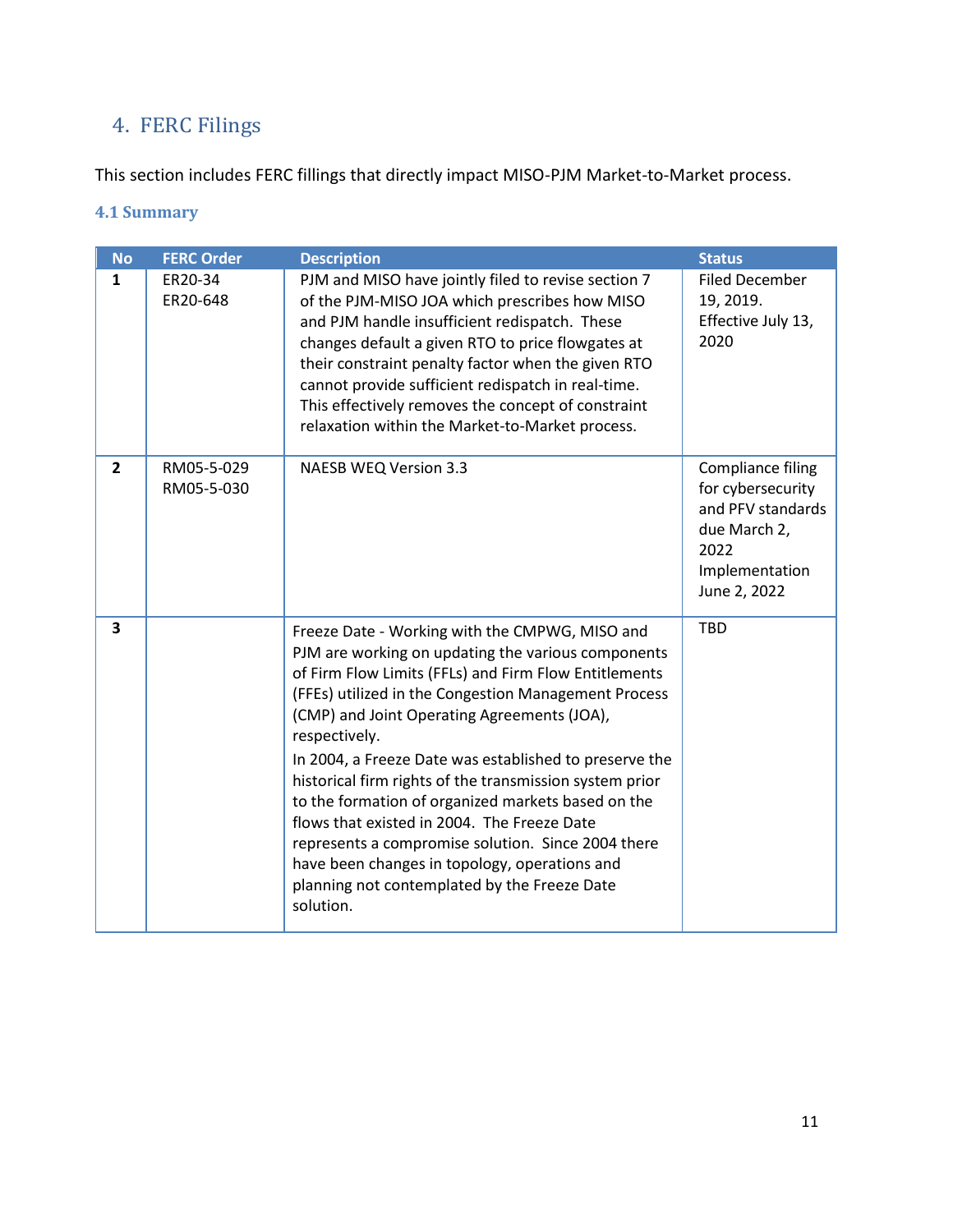## 4. FERC Filings

This section includes FERC fillings that directly impact MISO-PJM Market-to-Market process.

### 4.1 Summary

| No | FERC Order | Description | Status |
|---|---|---|---|
| **1** | ER20-34<br>ER20-648 | PJM and MISO have jointly filed to revise section 7 of the PJM-MISO JOA which prescribes how MISO and PJM handle insufficient redispatch. These changes default a given RTO to price flowgates at their constraint penalty factor when the given RTO cannot provide sufficient redispatch in real-time. This effectively removes the concept of constraint relaxation within the Market-to-Market process. | Filed December 19, 2019. Effective July 13, 2020 |
| **2** | RM05-5-029<br>RM05-5-030 | NAESB WEQ Version 3.3 | Compliance filing for cybersecurity and PFV standards due March 2, 2022 Implementation June 2, 2022 |
| **3** | | Freeze Date - Working with the CMPWG, MISO and PJM are working on updating the various components of Firm Flow Limits (FFLs) and Firm Flow Entitlements (FFEs) utilized in the Congestion Management Process (CMP) and Joint Operating Agreements (JOA), respectively.<br>In 2004, a Freeze Date was established to preserve the historical firm rights of the transmission system prior to the formation of organized markets based on the flows that existed in 2004. The Freeze Date represents a compromise solution. Since 2004 there have been changes in topology, operations and planning not contemplated by the Freeze Date solution. | TBD |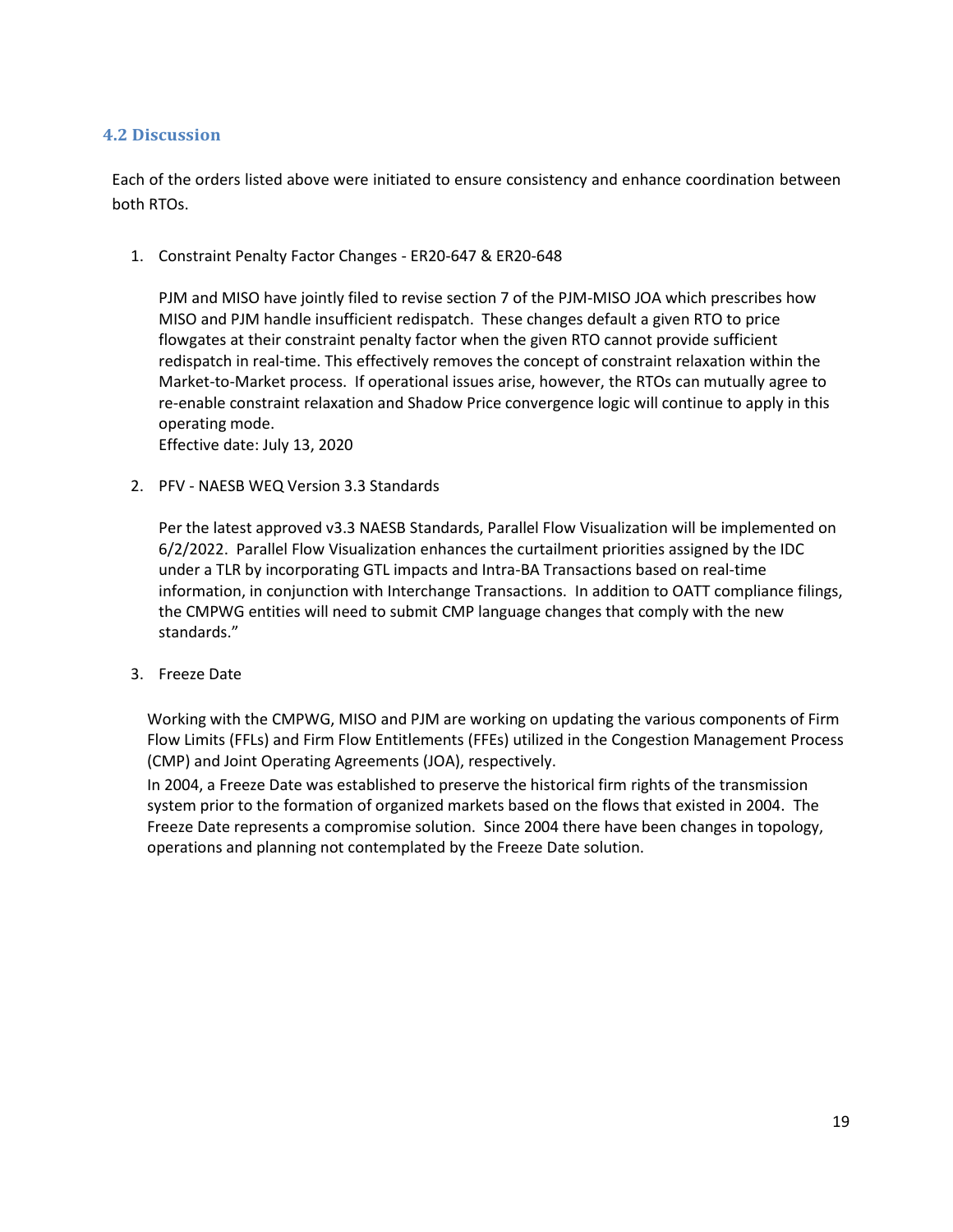### 4.2 Discussion

Each of the orders listed above were initiated to ensure consistency and enhance coordination between both RTOs.

1. Constraint Penalty Factor Changes - ER20-647 & ER20-648

   PJM and MISO have jointly filed to revise section 7 of the PJM-MISO JOA which prescribes how MISO and PJM handle insufficient redispatch. These changes default a given RTO to price flowgates at their constraint penalty factor when the given RTO cannot provide sufficient redispatch in real-time. This effectively removes the concept of constraint relaxation within the Market-to-Market process. If operational issues arise, however, the RTOs can mutually agree to re-enable constraint relaxation and Shadow Price convergence logic will continue to apply in this operating mode.
   Effective date: July 13, 2020

2. PFV - NAESB WEQ Version 3.3 Standards

   Per the latest approved v3.3 NAESB Standards, Parallel Flow Visualization will be implemented on 6/2/2022. Parallel Flow Visualization enhances the curtailment priorities assigned by the IDC under a TLR by incorporating GTL impacts and Intra-BA Transactions based on real-time information, in conjunction with Interchange Transactions. In addition to OATT compliance filings, the CMPWG entities will need to submit CMP language changes that comply with the new standards."

3. Freeze Date

   Working with the CMPWG, MISO and PJM are working on updating the various components of Firm Flow Limits (FFLs) and Firm Flow Entitlements (FFEs) utilized in the Congestion Management Process (CMP) and Joint Operating Agreements (JOA), respectively.
   In 2004, a Freeze Date was established to preserve the historical firm rights of the transmission system prior to the formation of organized markets based on the flows that existed in 2004. The Freeze Date represents a compromise solution. Since 2004 there have been changes in topology, operations and planning not contemplated by the Freeze Date solution.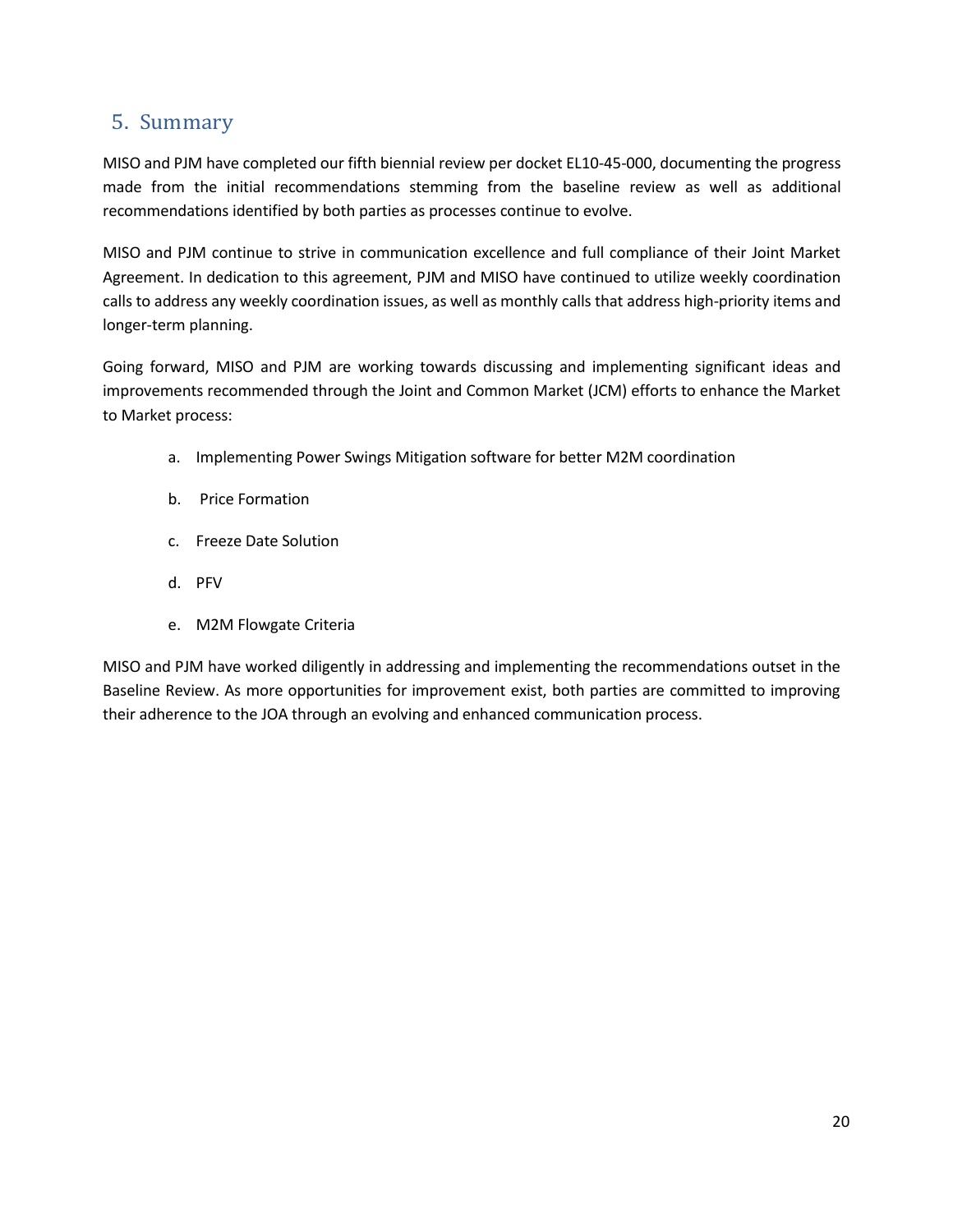## 5. Summary

MISO and PJM have completed our fifth biennial review per docket EL10-45-000, documenting the progress made from the initial recommendations stemming from the baseline review as well as additional recommendations identified by both parties as processes continue to evolve.

MISO and PJM continue to strive in communication excellence and full compliance of their Joint Market Agreement. In dedication to this agreement, PJM and MISO have continued to utilize weekly coordination calls to address any weekly coordination issues, as well as monthly calls that address high-priority items and longer-term planning.

Going forward, MISO and PJM are working towards discussing and implementing significant ideas and improvements recommended through the Joint and Common Market (JCM) efforts to enhance the Market to Market process:

a. Implementing Power Swings Mitigation software for better M2M coordination

b. Price Formation

c. Freeze Date Solution

d. PFV

e. M2M Flowgate Criteria

MISO and PJM have worked diligently in addressing and implementing the recommendations outset in the Baseline Review. As more opportunities for improvement exist, both parties are committed to improving their adherence to the JOA through an evolving and enhanced communication process.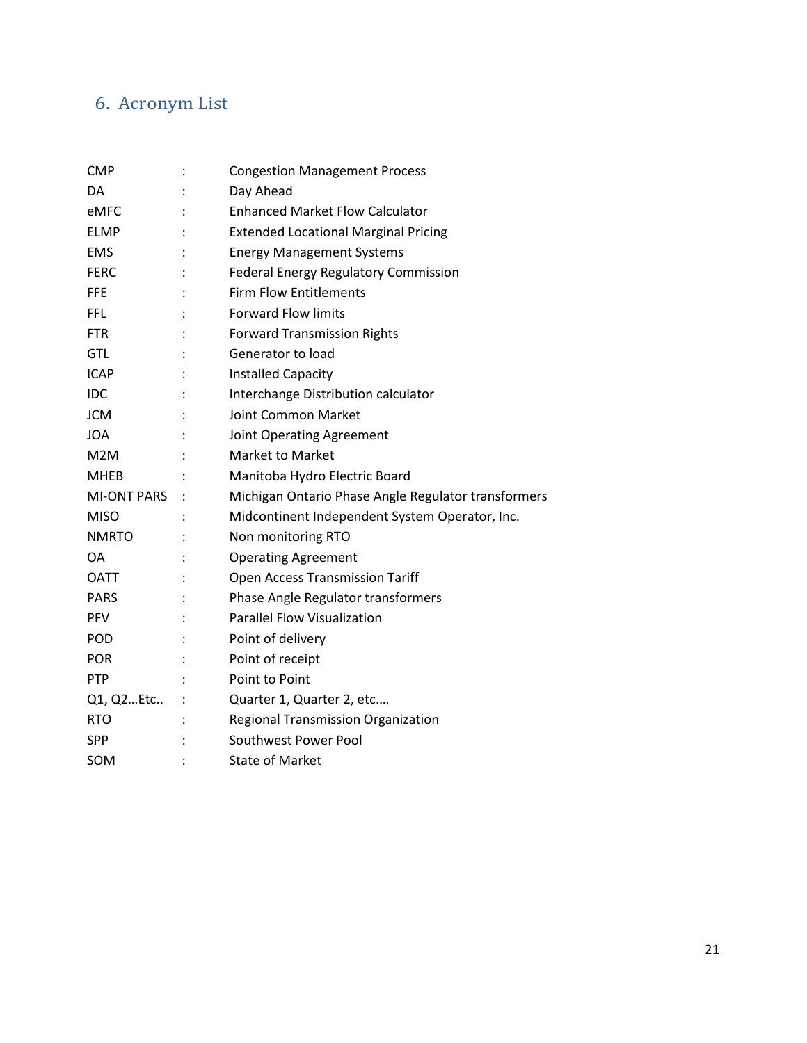## 6. Acronym List

| | | |
|---|---|---|
| CMP | : | Congestion Management Process |
| DA | : | Day Ahead |
| eMFC | : | Enhanced Market Flow Calculator |
| ELMP | : | Extended Locational Marginal Pricing |
| EMS | : | Energy Management Systems |
| FERC | : | Federal Energy Regulatory Commission |
| FFE | : | Firm Flow Entitlements |
| FFL | : | Forward Flow limits |
| FTR | : | Forward Transmission Rights |
| GTL | : | Generator to load |
| ICAP | : | Installed Capacity |
| IDC | : | Interchange Distribution calculator |
| JCM | : | Joint Common Market |
| JOA | : | Joint Operating Agreement |
| M2M | : | Market to Market |
| MHEB | : | Manitoba Hydro Electric Board |
| MI-ONT PARS | : | Michigan Ontario Phase Angle Regulator transformers |
| MISO | : | Midcontinent Independent System Operator, Inc. |
| NMRTO | : | Non monitoring RTO |
| OA | : | Operating Agreement |
| OATT | : | Open Access Transmission Tariff |
| PARS | : | Phase Angle Regulator transformers |
| PFV | : | Parallel Flow Visualization |
| POD | : | Point of delivery |
| POR | : | Point of receipt |
| PTP | : | Point to Point |
| Q1, Q2…Etc.. | : | Quarter 1, Quarter 2, etc.… |
| RTO | : | Regional Transmission Organization |
| SPP | : | Southwest Power Pool |
| SOM | : | State of Market |